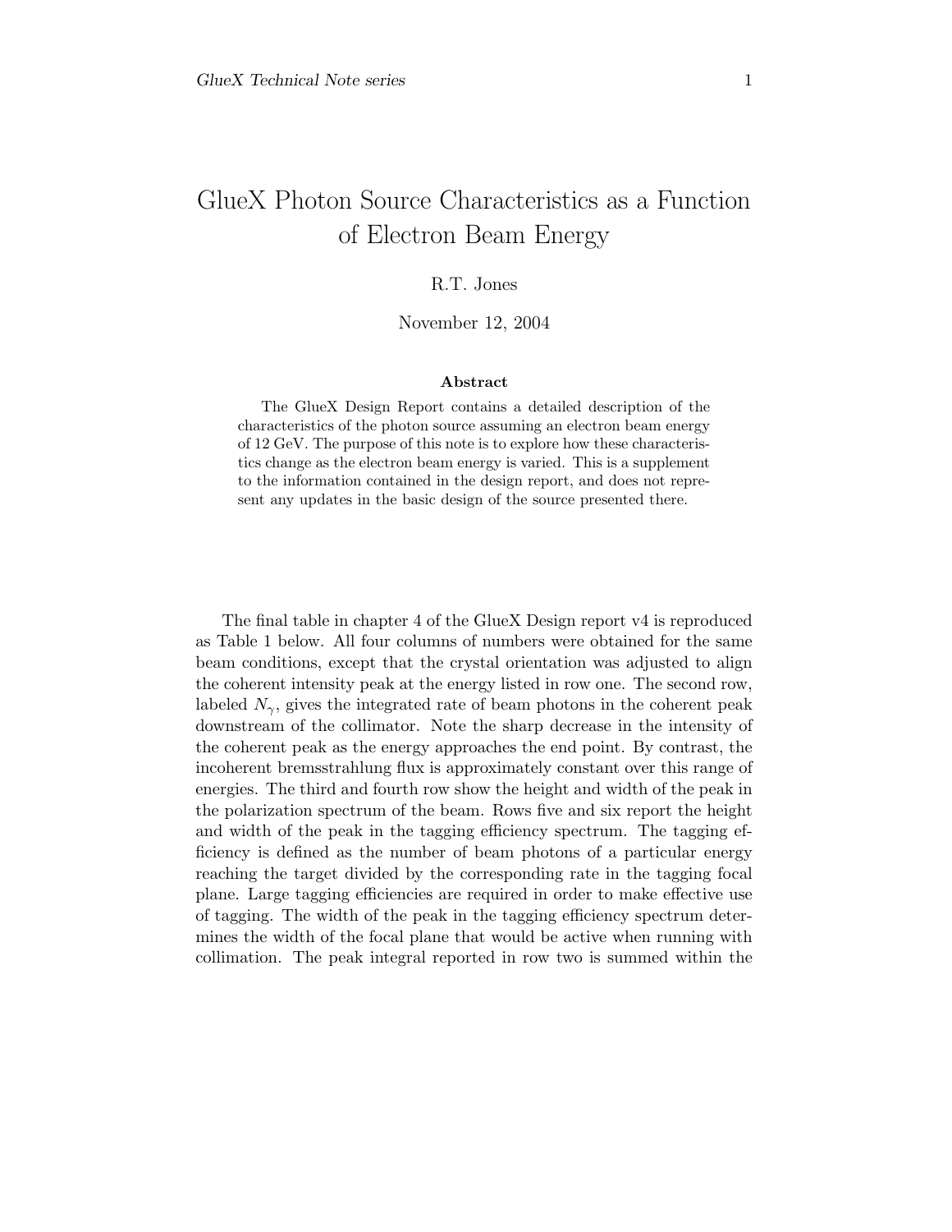# GlueX Photon Source Characteristics as a Function of Electron Beam Energy

R.T. Jones

November 12, 2004

**Abstract**

The GlueX Design Report contains a detailed description of the characteristics of the photon source assuming an electron beam energy of 12 GeV. The purpose of this note is to explore how these characteristics change as the electron beam energy is varied. This is a supplement to the information contained in the design report, and does not represent any updates in the basic design of the source presented there.

The final table in chapter 4 of the GlueX Design report v4 is reproduced as Table 1 below. All four columns of numbers were obtained for the same beam conditions, except that the crystal orientation was adjusted to align the coherent intensity peak at the energy listed in row one. The second row, labeled $N_\gamma$, gives the integrated rate of beam photons in the coherent peak downstream of the collimator. Note the sharp decrease in the intensity of the coherent peak as the energy approaches the end point. By contrast, the incoherent bremsstrahlung flux is approximately constant over this range of energies. The third and fourth row show the height and width of the peak in the polarization spectrum of the beam. Rows five and six report the height and width of the peak in the tagging efficiency spectrum. The tagging efficiency is defined as the number of beam photons of a particular energy reaching the target divided by the corresponding rate in the tagging focal plane. Large tagging efficiencies are required in order to make effective use of tagging. The width of the peak in the tagging efficiency spectrum determines the width of the focal plane that would be active when running with collimation. The peak integral reported in row two is summed within the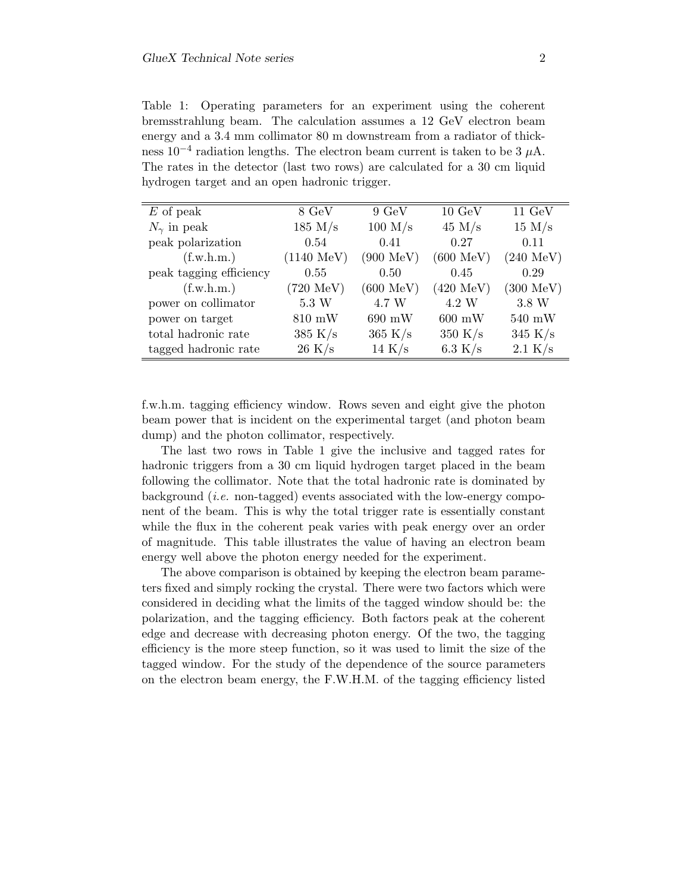Table 1: Operating parameters for an experiment using the coherent bremsstrahlung beam. The calculation assumes a 12 GeV electron beam energy and a 3.4 mm collimator 80 m downstream from a radiator of thickness $10^{-4}$ radiation lengths. The electron beam current is taken to be 3 $\mu$A. The rates in the detector (last two rows) are calculated for a 30 cm liquid hydrogen target and an open hadronic trigger.

| $E$ of peak | 8 GeV | 9 GeV | 10 GeV | 11 GeV |
|---|---|---|---|---|
| $N_\gamma$ in peak | 185 M/s | 100 M/s | 45 M/s | 15 M/s |
| peak polarization | 0.54 | 0.41 | 0.27 | 0.11 |
| (f.w.h.m.) | (1140 MeV) | (900 MeV) | (600 MeV) | (240 MeV) |
| peak tagging efficiency | 0.55 | 0.50 | 0.45 | 0.29 |
| (f.w.h.m.) | (720 MeV) | (600 MeV) | (420 MeV) | (300 MeV) |
| power on collimator | 5.3 W | 4.7 W | 4.2 W | 3.8 W |
| power on target | 810 mW | 690 mW | 600 mW | 540 mW |
| total hadronic rate | 385 K/s | 365 K/s | 350 K/s | 345 K/s |
| tagged hadronic rate | 26 K/s | 14 K/s | 6.3 K/s | 2.1 K/s |

f.w.h.m. tagging efficiency window. Rows seven and eight give the photon beam power that is incident on the experimental target (and photon beam dump) and the photon collimator, respectively.

The last two rows in Table 1 give the inclusive and tagged rates for hadronic triggers from a 30 cm liquid hydrogen target placed in the beam following the collimator. Note that the total hadronic rate is dominated by background (*i.e.* non-tagged) events associated with the low-energy component of the beam. This is why the total trigger rate is essentially constant while the flux in the coherent peak varies with peak energy over an order of magnitude. This table illustrates the value of having an electron beam energy well above the photon energy needed for the experiment.

The above comparison is obtained by keeping the electron beam parameters fixed and simply rocking the crystal. There were two factors which were considered in deciding what the limits of the tagged window should be: the polarization, and the tagging efficiency. Both factors peak at the coherent edge and decrease with decreasing photon energy. Of the two, the tagging efficiency is the more steep function, so it was used to limit the size of the tagged window. For the study of the dependence of the source parameters on the electron beam energy, the F.W.H.M. of the tagging efficiency listed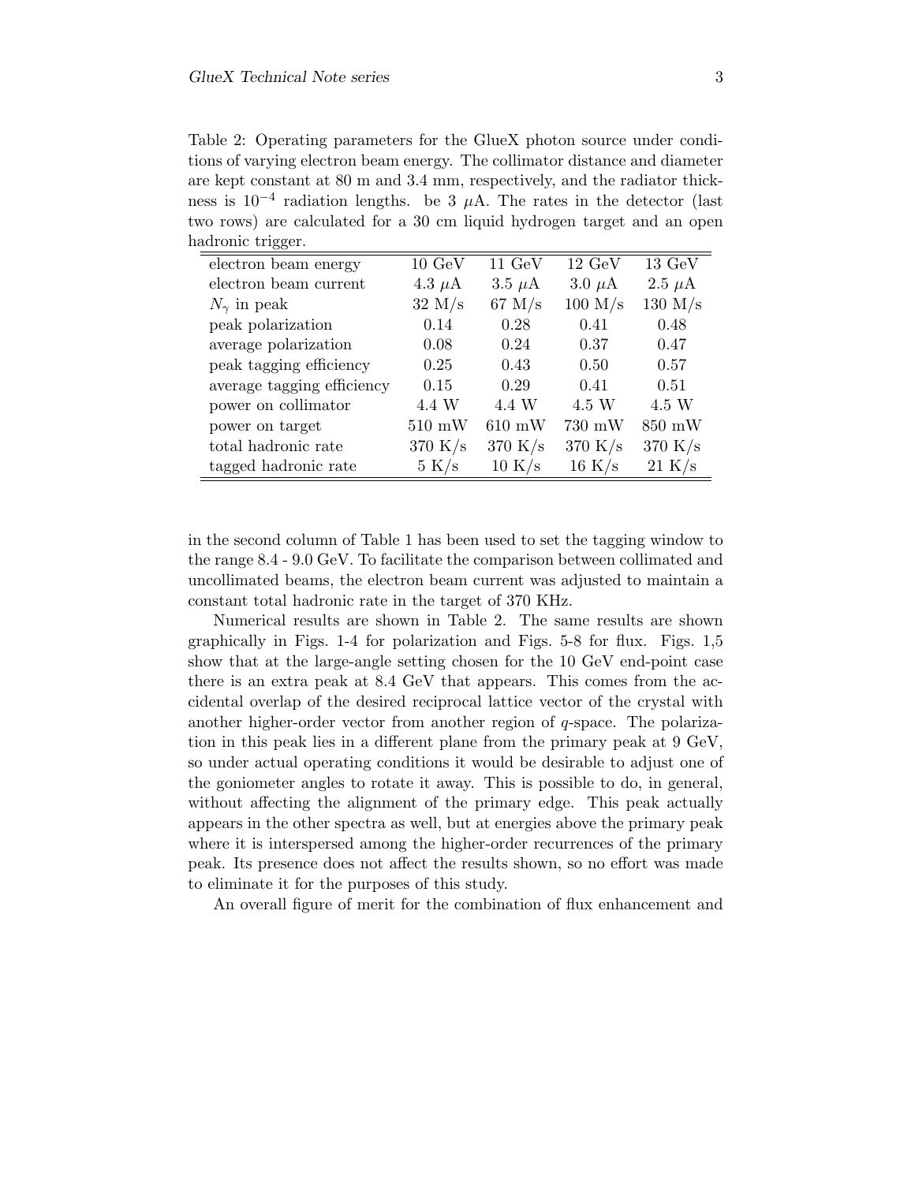Table 2: Operating parameters for the GlueX photon source under conditions of varying electron beam energy. The collimator distance and diameter are kept constant at 80 m and 3.4 mm, respectively, and the radiator thickness is $10^{-4}$ radiation lengths. be 3 $\mu$A. The rates in the detector (last two rows) are calculated for a 30 cm liquid hydrogen target and an open hadronic trigger.

| electron beam energy | 10 GeV | 11 GeV | 12 GeV | 13 GeV |
|---|---|---|---|---|
| electron beam current | 4.3 $\mu$A | 3.5 $\mu$A | 3.0 $\mu$A | 2.5 $\mu$A |
| $N_\gamma$ in peak | 32 M/s | 67 M/s | 100 M/s | 130 M/s |
| peak polarization | 0.14 | 0.28 | 0.41 | 0.48 |
| average polarization | 0.08 | 0.24 | 0.37 | 0.47 |
| peak tagging efficiency | 0.25 | 0.43 | 0.50 | 0.57 |
| average tagging efficiency | 0.15 | 0.29 | 0.41 | 0.51 |
| power on collimator | 4.4 W | 4.4 W | 4.5 W | 4.5 W |
| power on target | 510 mW | 610 mW | 730 mW | 850 mW |
| total hadronic rate | 370 K/s | 370 K/s | 370 K/s | 370 K/s |
| tagged hadronic rate | 5 K/s | 10 K/s | 16 K/s | 21 K/s |

in the second column of Table 1 has been used to set the tagging window to the range 8.4 - 9.0 GeV. To facilitate the comparison between collimated and uncollimated beams, the electron beam current was adjusted to maintain a constant total hadronic rate in the target of 370 KHz.

Numerical results are shown in Table 2. The same results are shown graphically in Figs. 1-4 for polarization and Figs. 5-8 for flux. Figs. 1,5 show that at the large-angle setting chosen for the 10 GeV end-point case there is an extra peak at 8.4 GeV that appears. This comes from the accidental overlap of the desired reciprocal lattice vector of the crystal with another higher-order vector from another region of $q$-space. The polarization in this peak lies in a different plane from the primary peak at 9 GeV, so under actual operating conditions it would be desirable to adjust one of the goniometer angles to rotate it away. This is possible to do, in general, without affecting the alignment of the primary edge. This peak actually appears in the other spectra as well, but at energies above the primary peak where it is interspersed among the higher-order recurrences of the primary peak. Its presence does not affect the results shown, so no effort was made to eliminate it for the purposes of this study.

An overall figure of merit for the combination of flux enhancement and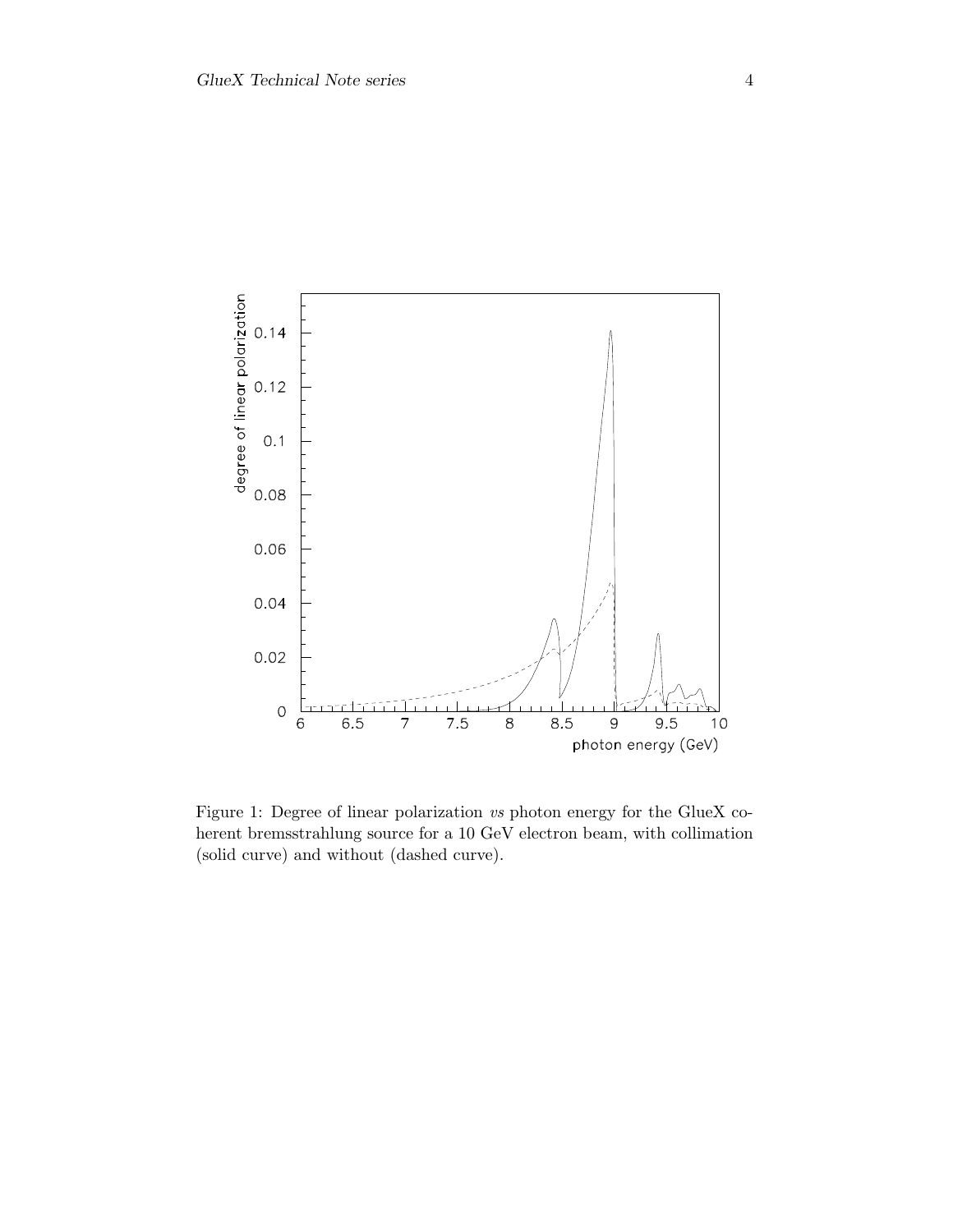Figure 1: Degree of linear polarization *vs* photon energy for the GlueX coherent bremsstrahlung source for a 10 GeV electron beam, with collimation (solid curve) and without (dashed curve).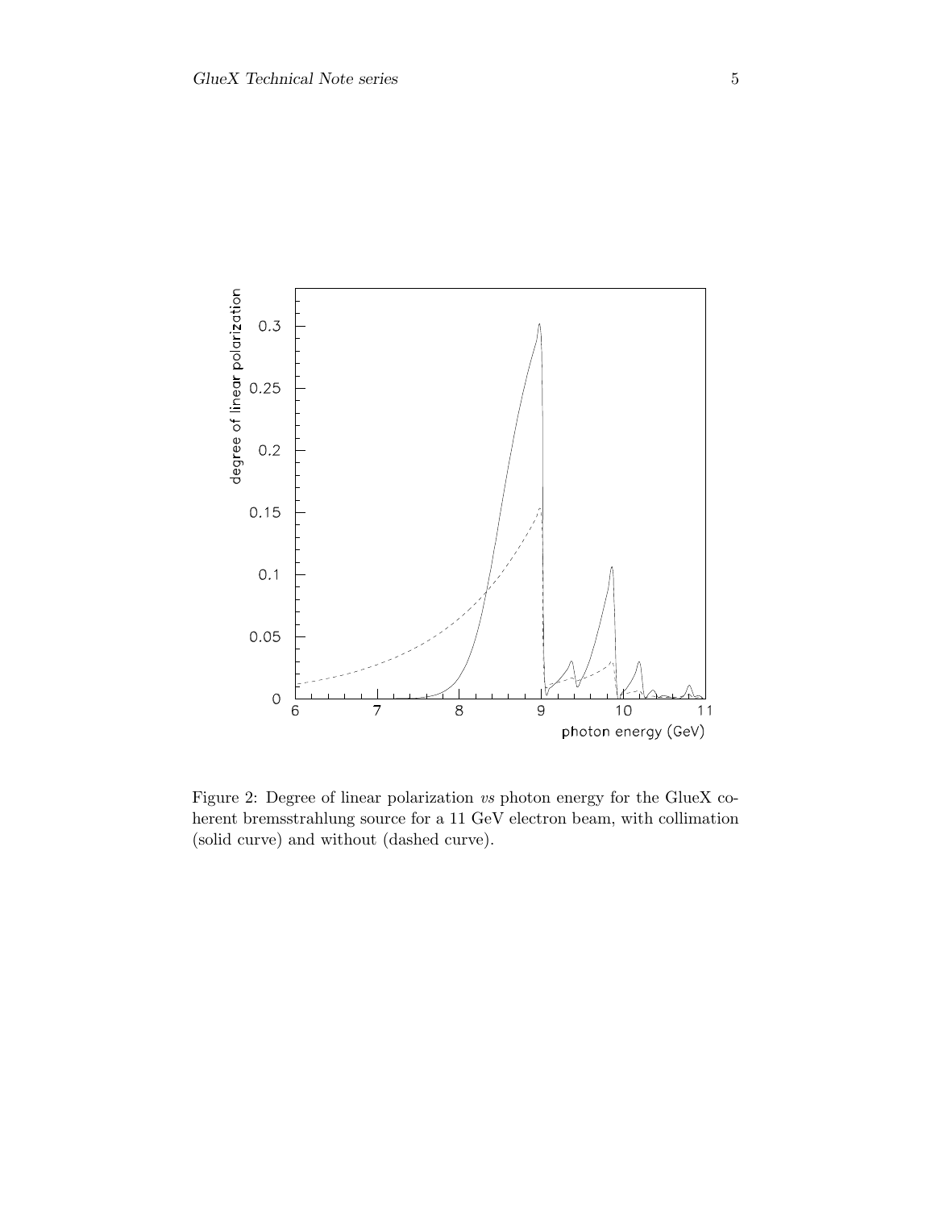Figure 2: Degree of linear polarization *vs* photon energy for the GlueX coherent bremsstrahlung source for a 11 GeV electron beam, with collimation (solid curve) and without (dashed curve).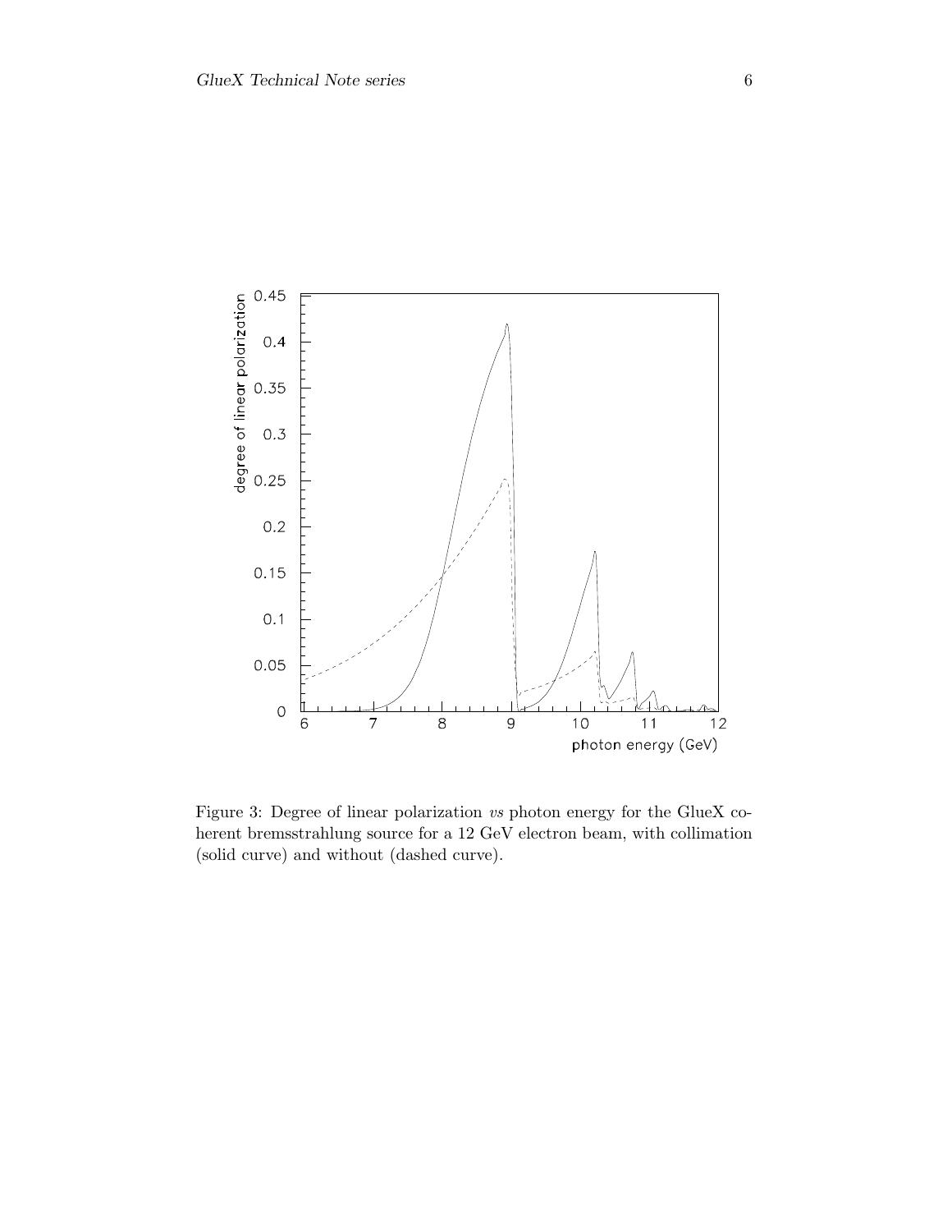Figure 3: Degree of linear polarization *vs* photon energy for the GlueX coherent bremsstrahlung source for a 12 GeV electron beam, with collimation (solid curve) and without (dashed curve).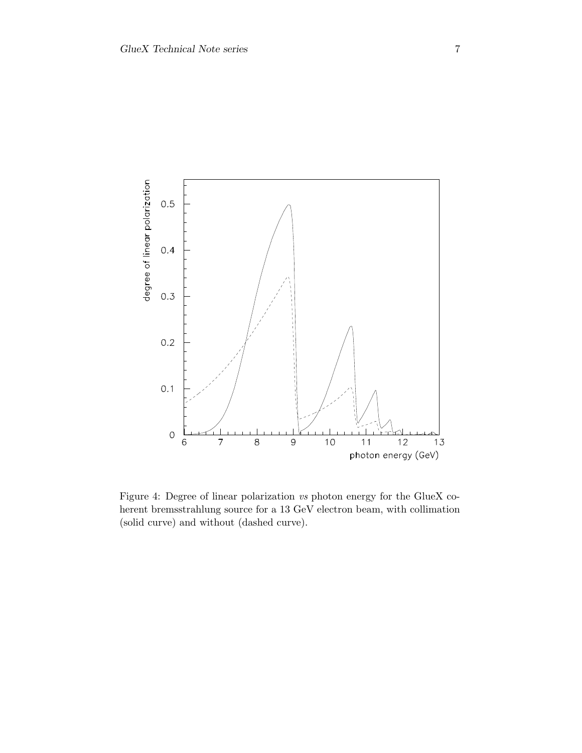Figure 4: Degree of linear polarization *vs* photon energy for the GlueX coherent bremsstrahlung source for a 13 GeV electron beam, with collimation (solid curve) and without (dashed curve).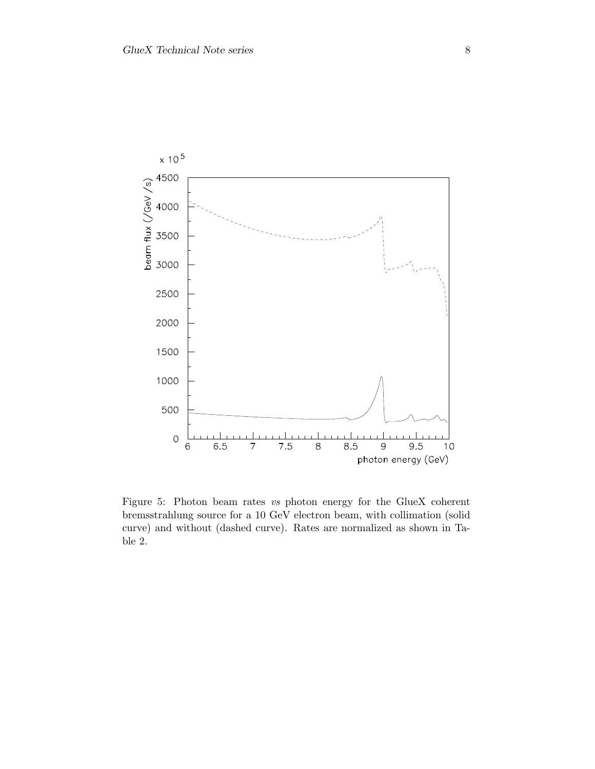Figure 5: Photon beam rates *vs* photon energy for the GlueX coherent bremsstrahlung source for a 10 GeV electron beam, with collimation (solid curve) and without (dashed curve). Rates are normalized as shown in Table 2.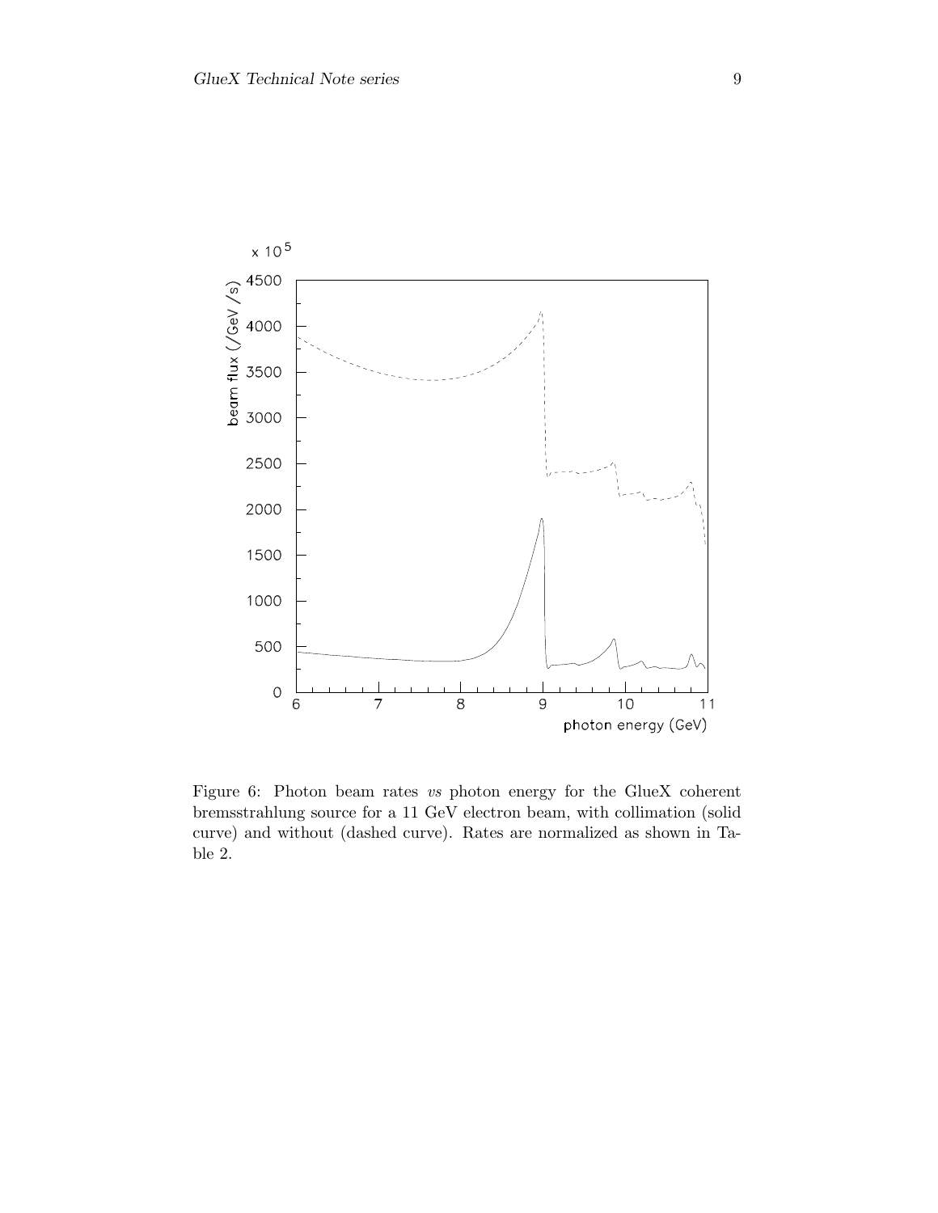Figure 6: Photon beam rates *vs* photon energy for the GlueX coherent bremsstrahlung source for a 11 GeV electron beam, with collimation (solid curve) and without (dashed curve). Rates are normalized as shown in Table 2.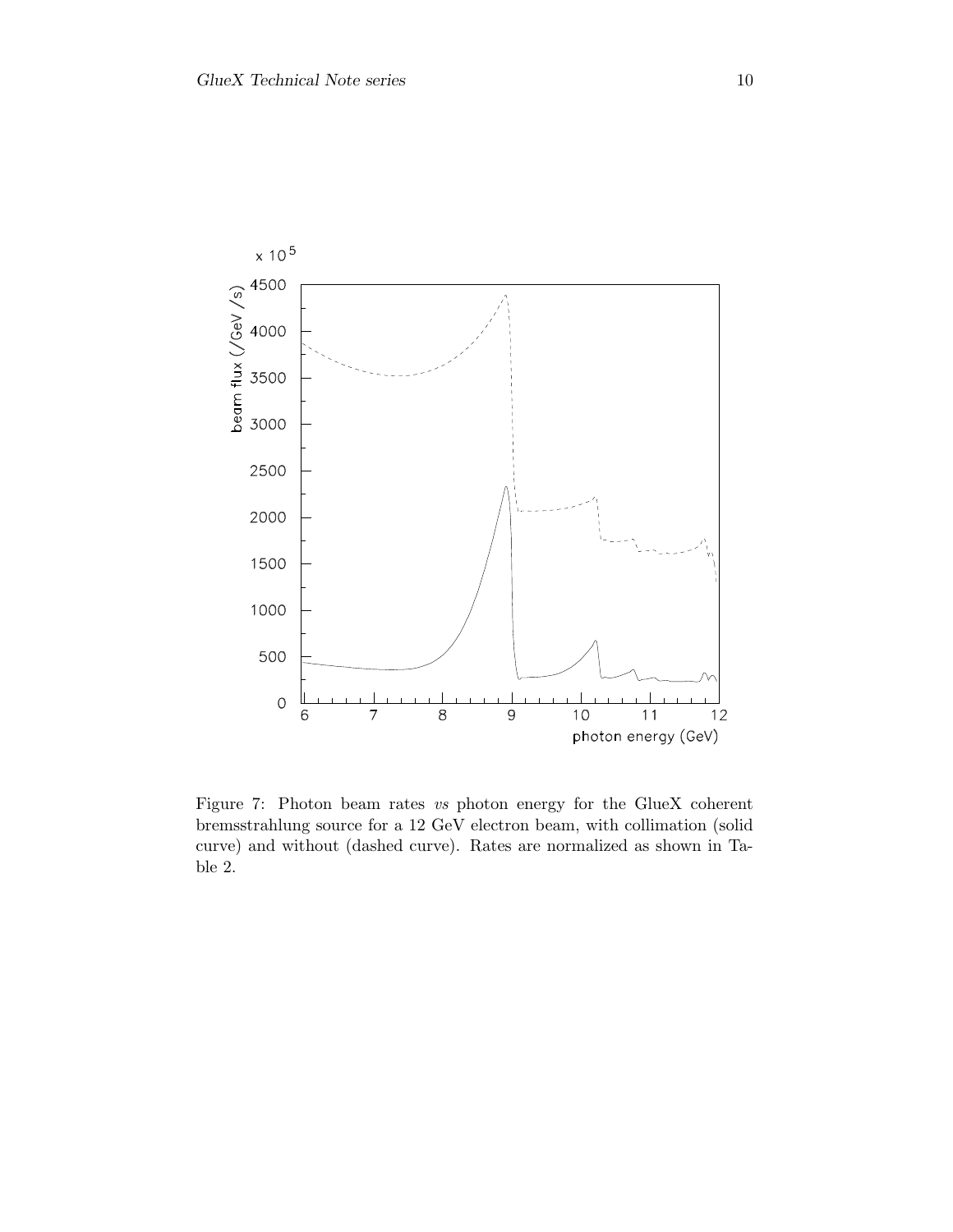Figure 7: Photon beam rates *vs* photon energy for the GlueX coherent bremsstrahlung source for a 12 GeV electron beam, with collimation (solid curve) and without (dashed curve). Rates are normalized as shown in Table 2.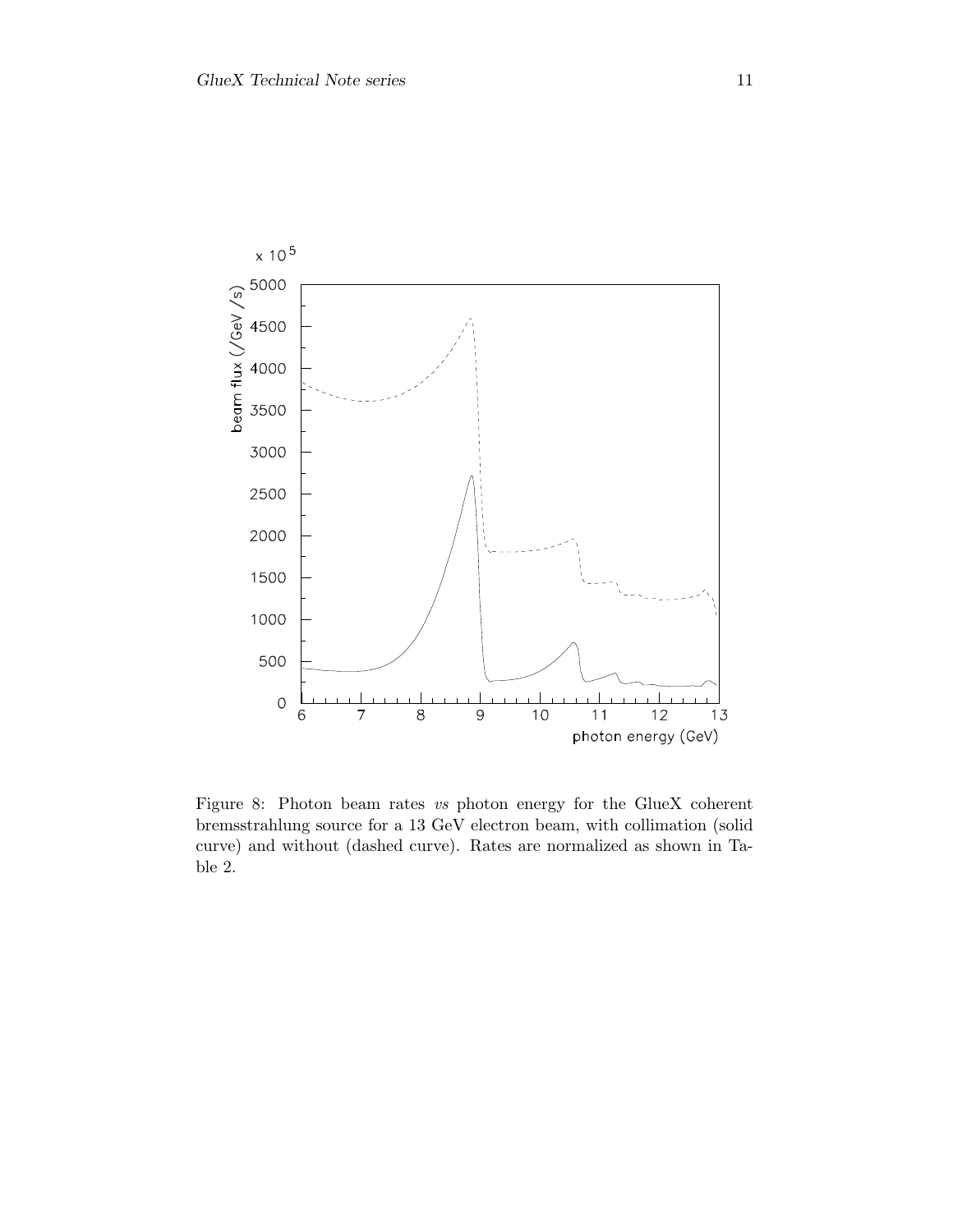Figure 8: Photon beam rates *vs* photon energy for the GlueX coherent bremsstrahlung source for a 13 GeV electron beam, with collimation (solid curve) and without (dashed curve). Rates are normalized as shown in Table 2.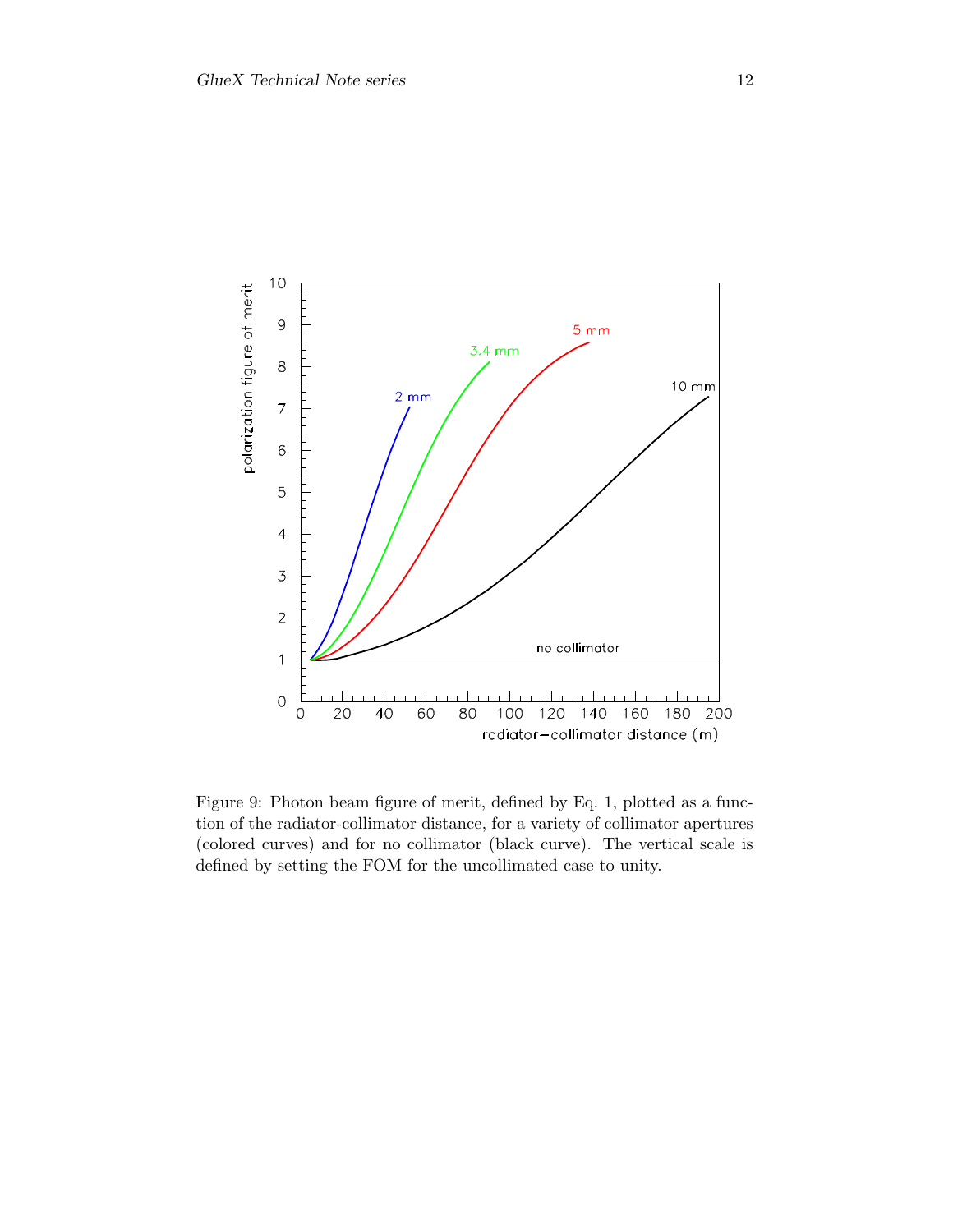Figure 9: Photon beam figure of merit, defined by Eq. 1, plotted as a function of the radiator-collimator distance, for a variety of collimator apertures (colored curves) and for no collimator (black curve). The vertical scale is defined by setting the FOM for the uncollimated case to unity.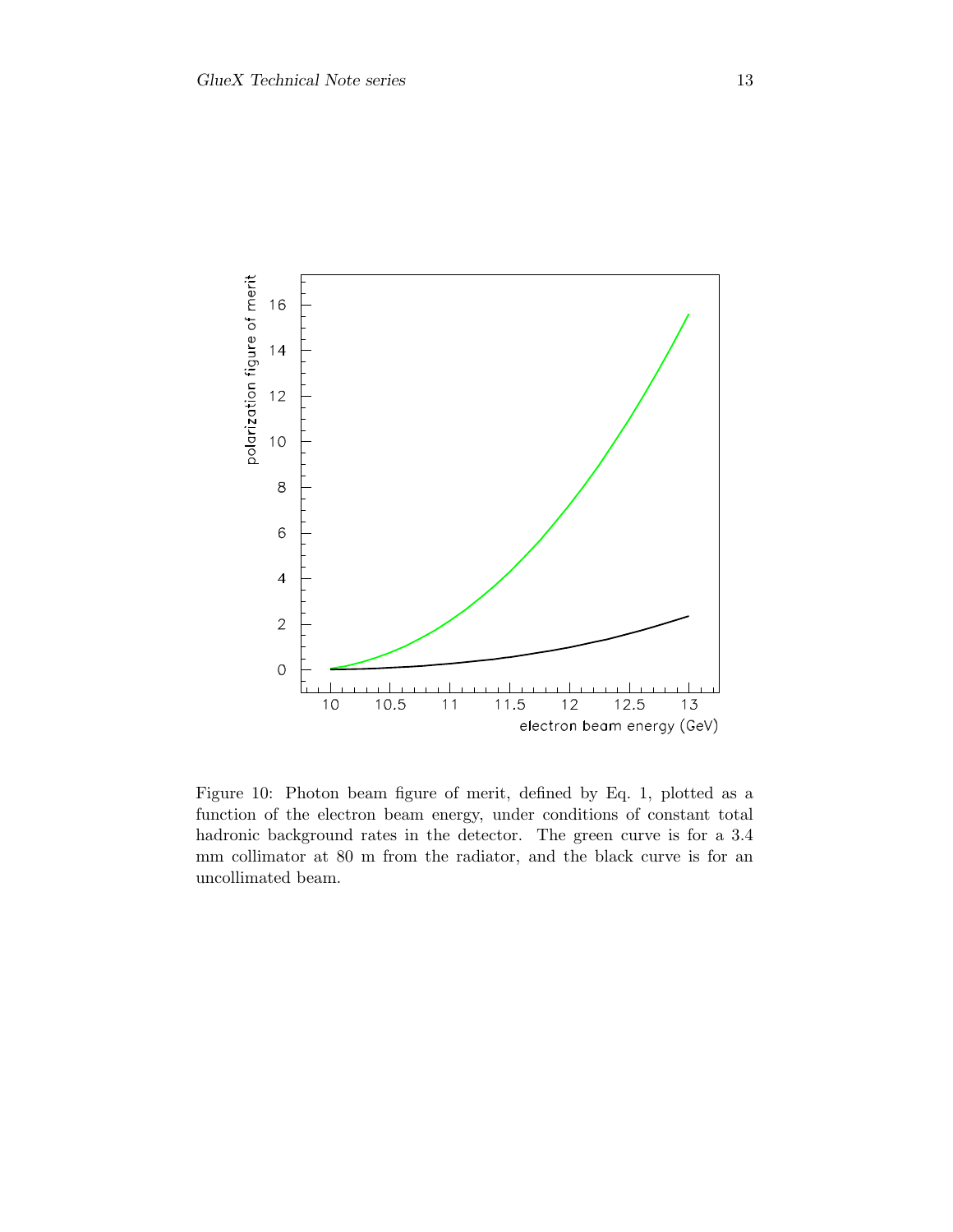Figure 10: Photon beam figure of merit, defined by Eq. 1, plotted as a function of the electron beam energy, under conditions of constant total hadronic background rates in the detector. The green curve is for a 3.4 mm collimator at 80 m from the radiator, and the black curve is for an uncollimated beam.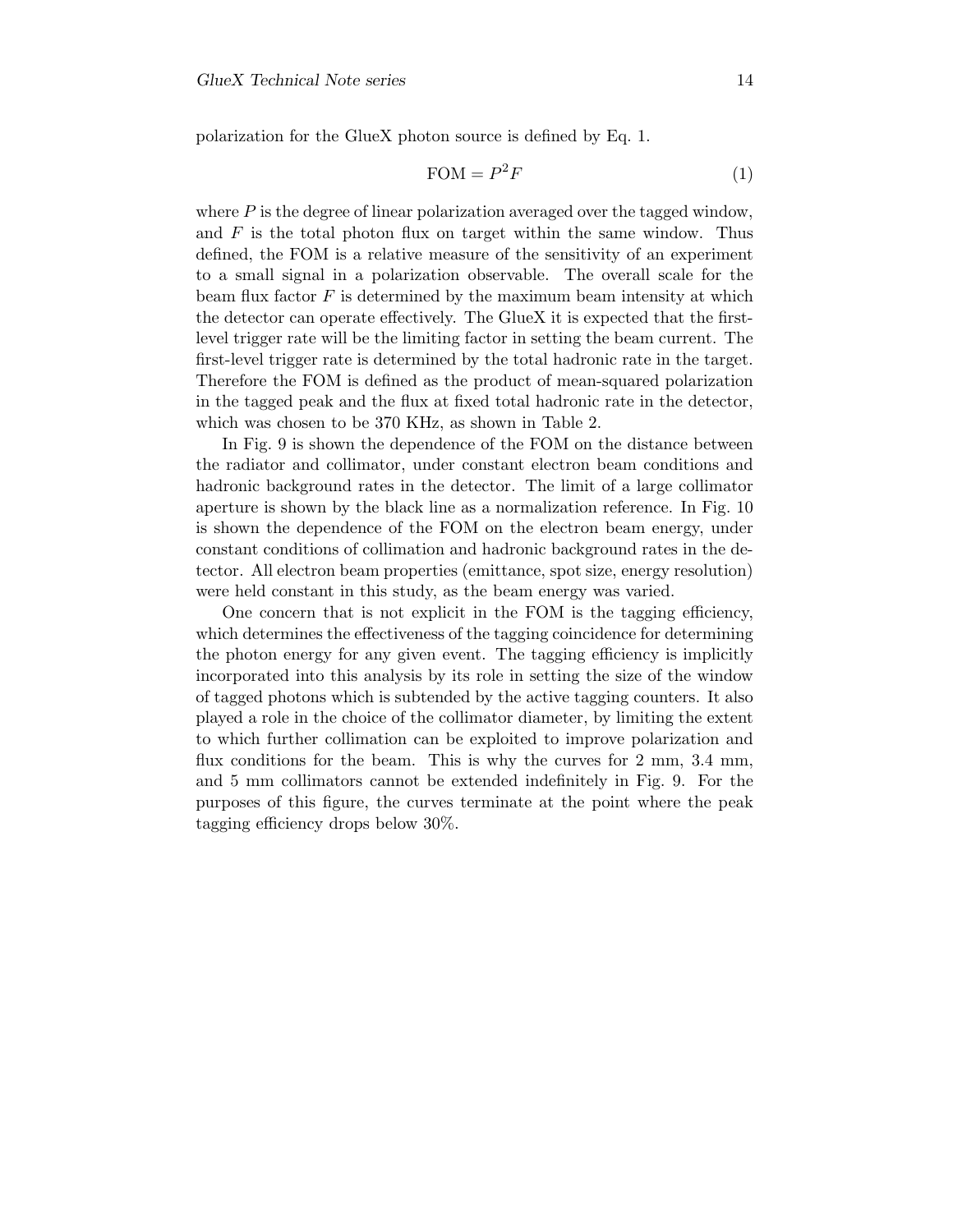polarization for the GlueX photon source is defined by Eq. 1.

$$\text{FOM} = P^2 F \tag{1}$$

where $P$ is the degree of linear polarization averaged over the tagged window, and $F$ is the total photon flux on target within the same window. Thus defined, the FOM is a relative measure of the sensitivity of an experiment to a small signal in a polarization observable. The overall scale for the beam flux factor $F$ is determined by the maximum beam intensity at which the detector can operate effectively. The GlueX it is expected that the first-level trigger rate will be the limiting factor in setting the beam current. The first-level trigger rate is determined by the total hadronic rate in the target. Therefore the FOM is defined as the product of mean-squared polarization in the tagged peak and the flux at fixed total hadronic rate in the detector, which was chosen to be 370 KHz, as shown in Table 2.

In Fig. 9 is shown the dependence of the FOM on the distance between the radiator and collimator, under constant electron beam conditions and hadronic background rates in the detector. The limit of a large collimator aperture is shown by the black line as a normalization reference. In Fig. 10 is shown the dependence of the FOM on the electron beam energy, under constant conditions of collimation and hadronic background rates in the detector. All electron beam properties (emittance, spot size, energy resolution) were held constant in this study, as the beam energy was varied.

One concern that is not explicit in the FOM is the tagging efficiency, which determines the effectiveness of the tagging coincidence for determining the photon energy for any given event. The tagging efficiency is implicitly incorporated into this analysis by its role in setting the size of the window of tagged photons which is subtended by the active tagging counters. It also played a role in the choice of the collimator diameter, by limiting the extent to which further collimation can be exploited to improve polarization and flux conditions for the beam. This is why the curves for 2 mm, 3.4 mm, and 5 mm collimators cannot be extended indefinitely in Fig. 9. For the purposes of this figure, the curves terminate at the point where the peak tagging efficiency drops below 30%.